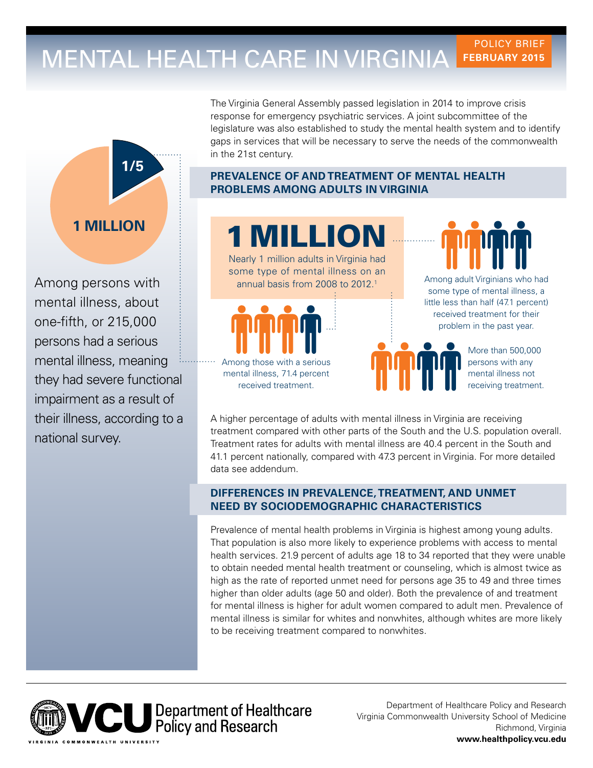# MENTAL HEALTH CARE IN VIRGINIA

POLICY BRIEF **FEBRUARY 2015**

The Virginia General Assembly passed legislation in 2014 to improve crisis response for emergency psychiatric services. A joint subcommittee of the legislature was also established to study the mental health system and to identify gaps in services that will be necessary to serve the needs of the commonwealth in the 21st century.

1/5

**1 MILLION**

Among persons with mental illness, about one-fifth, or 215,000 persons had a serious mental illness, meaning they had severe functional impairment as a result of their illness, according to a national survey.

## PREVALENCE OF AND TREATMENT OF MENTAL HEALTH PROBLEMS AMONG ADULTS IN VIRGINIA

**1 MILLION**

Nearly 1 million adults in Virginia had some type of mental illness on an annual basis from 2008 to 2012.[1]

Among adult Virginians who had some type of mental illness, a little less than half (47.1 percent) received treatment for their problem in the past year.

Among those with a serious mental illness, 71.4 percent received treatment.

More than 500,000 persons with any mental illness not receiving treatment.

A higher percentage of adults with mental illness in Virginia are receiving treatment compared with other parts of the South and the U.S. population overall. Treatment rates for adults with mental illness are 40.4 percent in the South and 41.1 percent nationally, compared with 47.3 percent in Virginia. For more detailed data see addendum.

## DIFFERENCES IN PREVALENCE, TREATMENT, AND UNMET NEED BY SOCIODEMOGRAPHIC CHARACTERISTICS

Prevalence of mental health problems in Virginia is highest among young adults. That population is also more likely to experience problems with access to mental health services. 21.9 percent of adults age 18 to 34 reported that they were unable to obtain needed mental health treatment or counseling, which is almost twice as high as the rate of reported unmet need for persons age 35 to 49 and three times higher than older adults (age 50 and older). Both the prevalence of and treatment for mental illness is higher for adult women compared to adult men. Prevalence of mental illness is similar for whites and nonwhites, although whites are more likely to be receiving treatment compared to nonwhites.

VCU Department of Healthcare Policy and Research

Department of Healthcare Policy and Research
Virginia Commonwealth University School of Medicine
Richmond, Virginia
**www.healthpolicy.vcu.edu**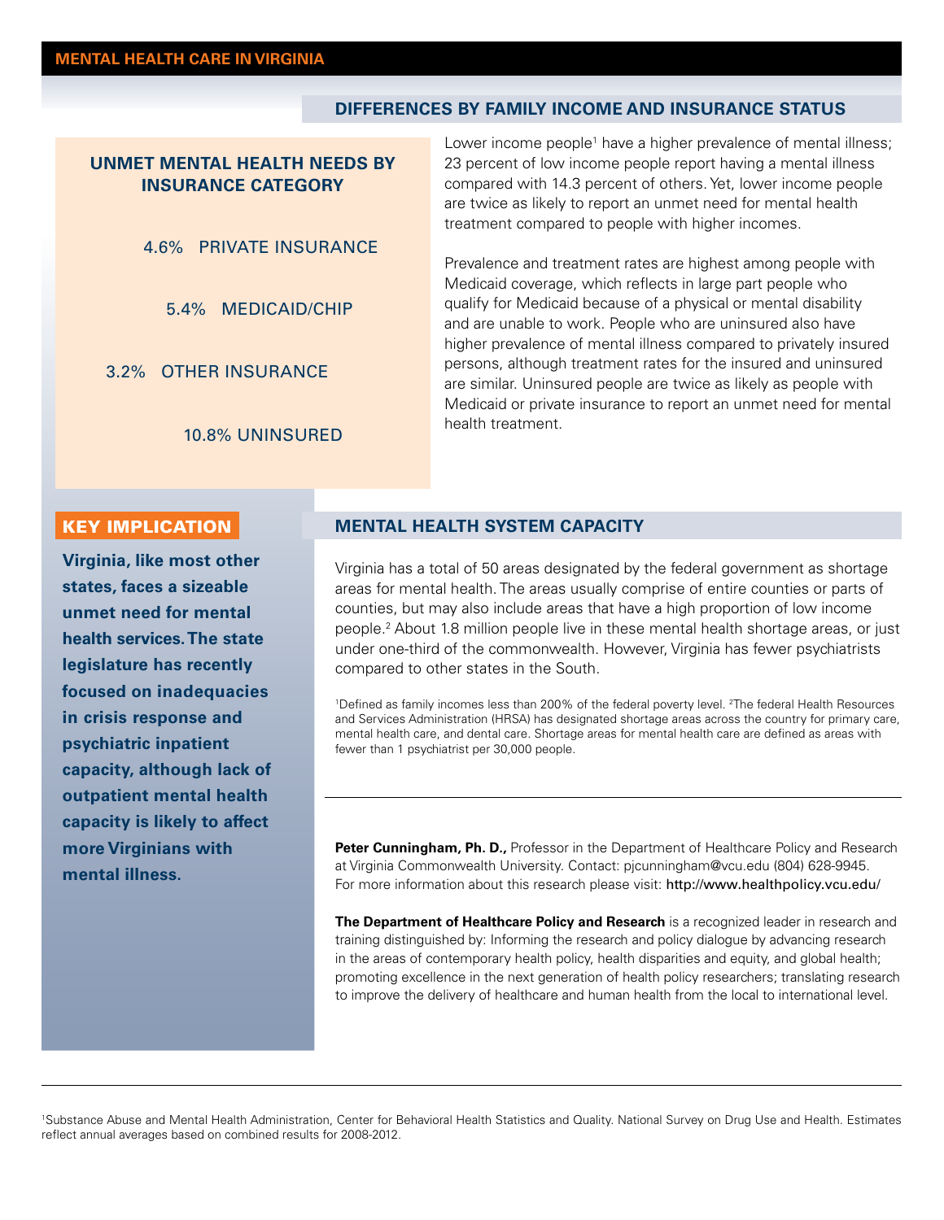## DIFFERENCES BY FAMILY INCOME AND INSURANCE STATUS

### UNMET MENTAL HEALTH NEEDS BY INSURANCE CATEGORY

4.6% PRIVATE INSURANCE

5.4% MEDICAID/CHIP

3.2% OTHER INSURANCE

10.8% UNINSURED

Lower income people[1] have a higher prevalence of mental illness; 23 percent of low income people report having a mental illness compared with 14.3 percent of others. Yet, lower income people are twice as likely to report an unmet need for mental health treatment compared to people with higher incomes.

Prevalence and treatment rates are highest among people with Medicaid coverage, which reflects in large part people who qualify for Medicaid because of a physical or mental disability and are unable to work. People who are uninsured also have higher prevalence of mental illness compared to privately insured persons, although treatment rates for the insured and uninsured are similar. Uninsured people are twice as likely as people with Medicaid or private insurance to report an unmet need for mental health treatment.

## KEY IMPLICATION

**Virginia, like most other states, faces a sizeable unmet need for mental health services. The state legislature has recently focused on inadequacies in crisis response and psychiatric inpatient capacity, although lack of outpatient mental health capacity is likely to affect more Virginians with mental illness.**

## MENTAL HEALTH SYSTEM CAPACITY

Virginia has a total of 50 areas designated by the federal government as shortage areas for mental health. The areas usually comprise of entire counties or parts of counties, but may also include areas that have a high proportion of low income people.[2] About 1.8 million people live in these mental health shortage areas, or just under one-third of the commonwealth. However, Virginia has fewer psychiatrists compared to other states in the South.

[1]Defined as family incomes less than 200% of the federal poverty level. [2]The federal Health Resources and Services Administration (HRSA) has designated shortage areas across the country for primary care, mental health care, and dental care. Shortage areas for mental health care are defined as areas with fewer than 1 psychiatrist per 30,000 people.

---

**Peter Cunningham, Ph. D.,** Professor in the Department of Healthcare Policy and Research at Virginia Commonwealth University. Contact: pjcunningham@vcu.edu (804) 628-9945. For more information about this research please visit: http://www.healthpolicy.vcu.edu/

**The Department of Healthcare Policy and Research** is a recognized leader in research and training distinguished by: Informing the research and policy dialogue by advancing research in the areas of contemporary health policy, health disparities and equity, and global health; promoting excellence in the next generation of health policy researchers; translating research to improve the delivery of healthcare and human health from the local to international level.

---

[1]Substance Abuse and Mental Health Administration, Center for Behavioral Health Statistics and Quality. National Survey on Drug Use and Health. Estimates reflect annual averages based on combined results for 2008-2012.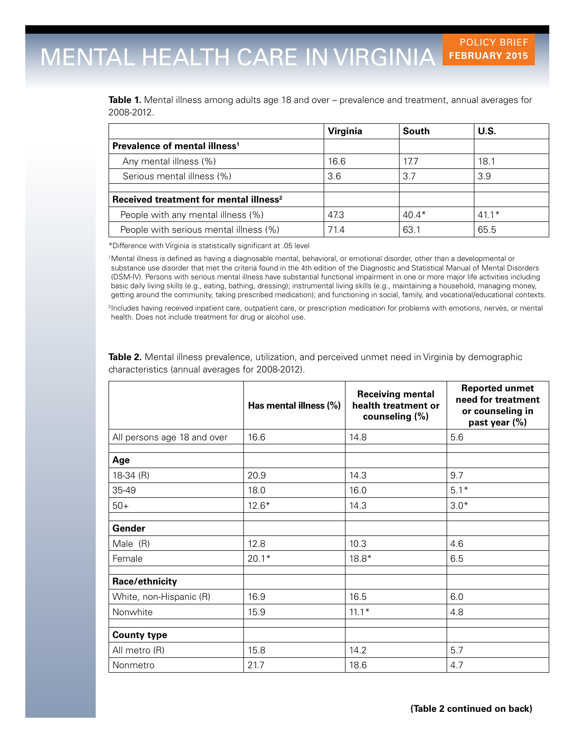**Table 1.** Mental illness among adults age 18 and over – prevalence and treatment, annual averages for 2008-2012.

| | Virginia | South | U.S. |
|---|---|---|---|
| **Prevalence of mental illness[1]** | | | |
| Any mental illness (%) | 16.6 | 17.7 | 18.1 |
| Serious mental illness (%) | 3.6 | 3.7 | 3.9 |
| | | | |
| **Received treatment for mental illness[2]** | | | |
| People with any mental illness (%) | 47.3 | 40.4* | 41.1* |
| People with serious mental illness (%) | 71.4 | 63.1 | 65.5 |

*Difference with Virginia is statistically significant at .05 level

[1]Mental illness is defined as having a diagnosable mental, behavioral, or emotional disorder, other than a developmental or substance use disorder that met the criteria found in the 4th edition of the Diagnostic and Statistical Manual of Mental Disorders (DSM-IV). Persons with serious mental illness have substantial functional impairment in one or more major life activities including basic daily living skills (e.g., eating, bathing, dressing); instrumental living skills (e.g., maintaining a household, managing money, getting around the community, taking prescribed medication); and functioning in social, family, and vocational/educational contexts.

[2]Includes having received inpatient care, outpatient care, or prescription medication for problems with emotions, nerves, or mental health. Does not include treatment for drug or alcohol use.

**Table 2.** Mental illness prevalence, utilization, and perceived unmet need in Virginia by demographic characteristics (annual averages for 2008-2012).

| | Has mental illness (%) | Receiving mental health treatment or counseling (%) | Reported unmet need for treatment or counseling in past year (%) |
|---|---|---|---|
| All persons age 18 and over | 16.6 | 14.8 | 5.6 |
| | | | |
| **Age** | | | |
| 18-34 (R) | 20.9 | 14.3 | 9.7 |
| 35-49 | 18.0 | 16.0 | 5.1* |
| 50+ | 12.6* | 14.3 | 3.0* |
| | | | |
| **Gender** | | | |
| Male (R) | 12.8 | 10.3 | 4.6 |
| Female | 20.1* | 18.8* | 6.5 |
| | | | |
| **Race/ethnicity** | | | |
| White, non-Hispanic (R) | 16.9 | 16.5 | 6.0 |
| Nonwhite | 15.9 | 11.1* | 4.8 |
| | | | |
| **County type** | | | |
| All metro (R) | 15.8 | 14.2 | 5.7 |
| Nonmetro | 21.7 | 18.6 | 4.7 |

**(Table 2 continued on back)**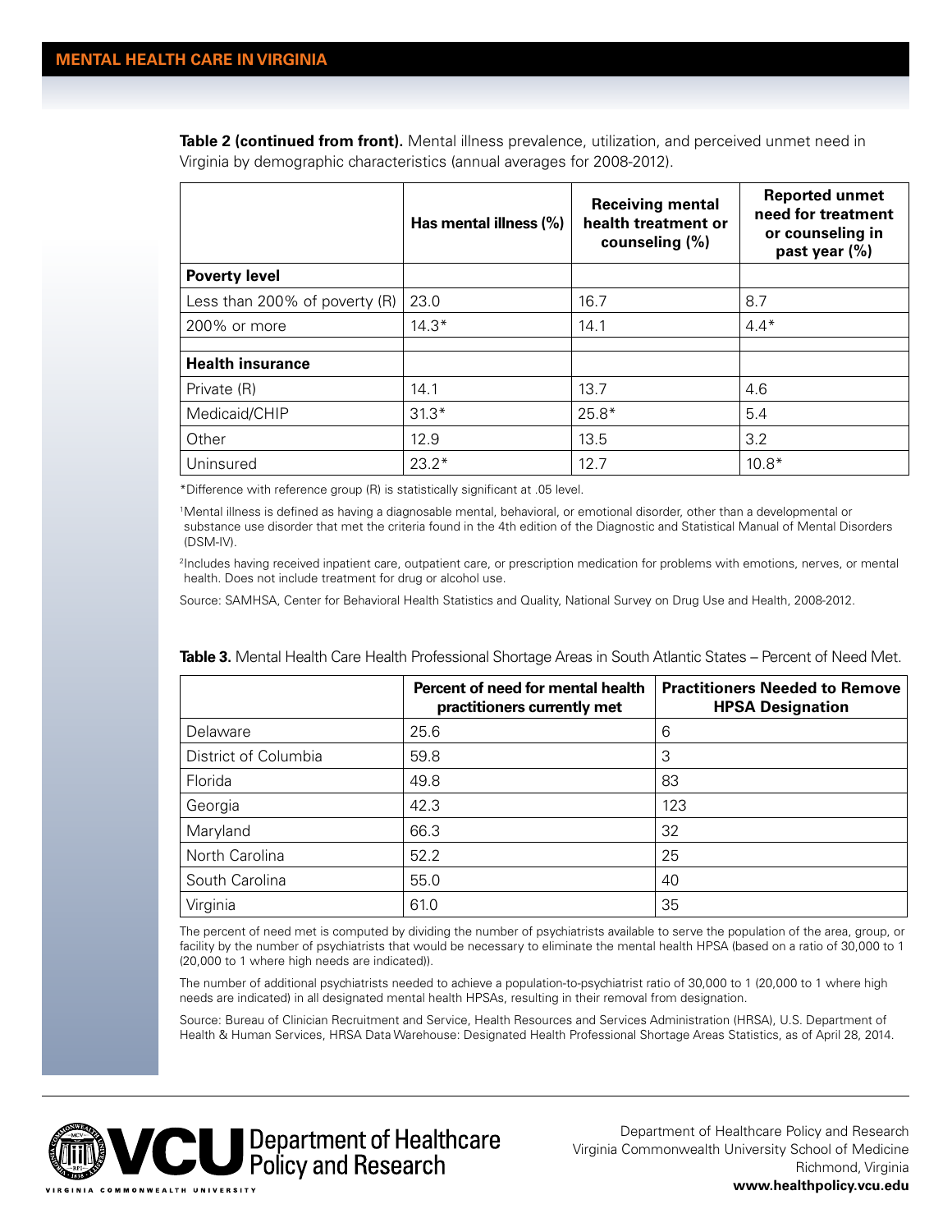**Table 2 (continued from front).** Mental illness prevalence, utilization, and perceived unmet need in Virginia by demographic characteristics (annual averages for 2008-2012).

| | Has mental illness (%) | Receiving mental health treatment or counseling (%) | Reported unmet need for treatment or counseling in past year (%) |
|---|---|---|---|
| **Poverty level** | | | |
| Less than 200% of poverty (R) | 23.0 | 16.7 | 8.7 |
| 200% or more | 14.3* | 14.1 | 4.4* |
| | | | |
| **Health insurance** | | | |
| Private (R) | 14.1 | 13.7 | 4.6 |
| Medicaid/CHIP | 31.3* | 25.8* | 5.4 |
| Other | 12.9 | 13.5 | 3.2 |
| Uninsured | 23.2* | 12.7 | 10.8* |

*Difference with reference group (R) is statistically significant at .05 level.

[1]Mental illness is defined as having a diagnosable mental, behavioral, or emotional disorder, other than a developmental or substance use disorder that met the criteria found in the 4th edition of the Diagnostic and Statistical Manual of Mental Disorders (DSM-IV).

[2]Includes having received inpatient care, outpatient care, or prescription medication for problems with emotions, nerves, or mental health. Does not include treatment for drug or alcohol use.

Source: SAMHSA, Center for Behavioral Health Statistics and Quality, National Survey on Drug Use and Health, 2008-2012.

**Table 3.** Mental Health Care Health Professional Shortage Areas in South Atlantic States – Percent of Need Met.

| | Percent of need for mental health practitioners currently met | Practitioners Needed to Remove HPSA Designation |
|---|---|---|
| Delaware | 25.6 | 6 |
| District of Columbia | 59.8 | 3 |
| Florida | 49.8 | 83 |
| Georgia | 42.3 | 123 |
| Maryland | 66.3 | 32 |
| North Carolina | 52.2 | 25 |
| South Carolina | 55.0 | 40 |
| Virginia | 61.0 | 35 |

The percent of need met is computed by dividing the number of psychiatrists available to serve the population of the area, group, or facility by the number of psychiatrists that would be necessary to eliminate the mental health HPSA (based on a ratio of 30,000 to 1 (20,000 to 1 where high needs are indicated)).

The number of additional psychiatrists needed to achieve a population-to-psychiatrist ratio of 30,000 to 1 (20,000 to 1 where high needs are indicated) in all designated mental health HPSAs, resulting in their removal from designation.

Source: Bureau of Clinician Recruitment and Service, Health Resources and Services Administration (HRSA), U.S. Department of Health & Human Services, HRSA Data Warehouse: Designated Health Professional Shortage Areas Statistics, as of April 28, 2014.

VCU Department of Healthcare Policy and Research

Department of Healthcare Policy and Research
Virginia Commonwealth University School of Medicine
Richmond, Virginia
**www.healthpolicy.vcu.edu**